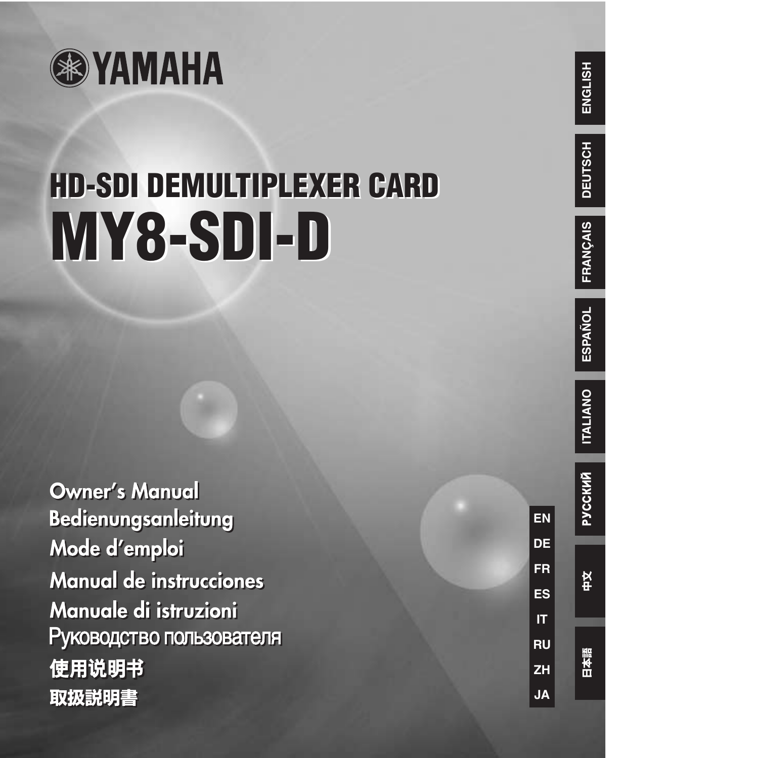YAMAHA

# HD-SDI DEMULTIPLEXER CARD

# MY8-SDI-D

Owner's Manual
Bedienungsanleitung
Mode d'emploi
Manual de instrucciones
Manuale di istruzioni
Руководство пользователя
使用说明书
取扱説明書

EN
DE
FR
ES
IT
RU
ZH
JA

ENGLISH
DEUTSCH
FRANÇAIS
ESPAÑOL
ITALIANO
РУССКИЙ
中文
日本語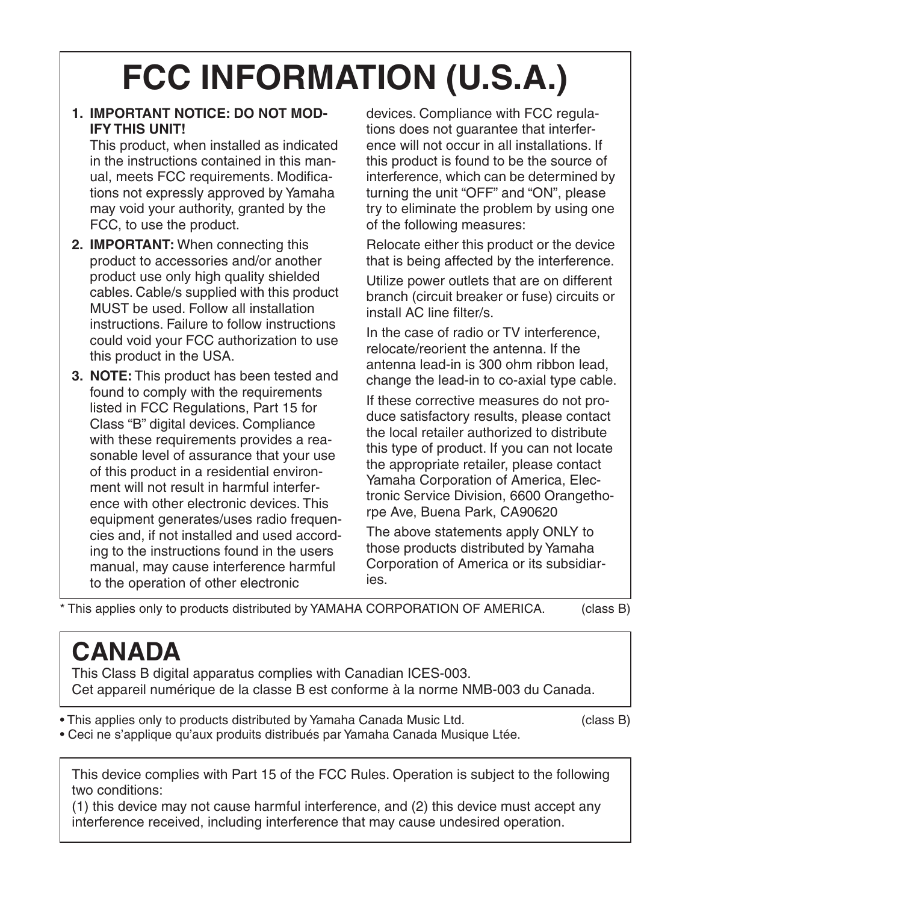# FCC INFORMATION (U.S.A.)

1. **IMPORTANT NOTICE: DO NOT MODIFY THIS UNIT!**
   This product, when installed as indicated in the instructions contained in this manual, meets FCC requirements. Modifications not expressly approved by Yamaha may void your authority, granted by the FCC, to use the product.

2. **IMPORTANT:** When connecting this product to accessories and/or another product use only high quality shielded cables. Cable/s supplied with this product MUST be used. Follow all installation instructions. Failure to follow instructions could void your FCC authorization to use this product in the USA.

3. **NOTE:** This product has been tested and found to comply with the requirements listed in FCC Regulations, Part 15 for Class "B" digital devices. Compliance with these requirements provides a reasonable level of assurance that your use of this product in a residential environment will not result in harmful interference with other electronic devices. This equipment generates/uses radio frequencies and, if not installed and used according to the instructions found in the users manual, may cause interference harmful to the operation of other electronic devices. Compliance with FCC regulations does not guarantee that interference will not occur in all installations. If this product is found to be the source of interference, which can be determined by turning the unit "OFF" and "ON", please try to eliminate the problem by using one of the following measures:

   Relocate either this product or the device that is being affected by the interference.

   Utilize power outlets that are on different branch (circuit breaker or fuse) circuits or install AC line filter/s.

   In the case of radio or TV interference, relocate/reorient the antenna. If the antenna lead-in is 300 ohm ribbon lead, change the lead-in to co-axial type cable.

   If these corrective measures do not produce satisfactory results, please contact the local retailer authorized to distribute this type of product. If you can not locate the appropriate retailer, please contact Yamaha Corporation of America, Electronic Service Division, 6600 Orangethorpe Ave, Buena Park, CA90620

   The above statements apply ONLY to those products distributed by Yamaha Corporation of America or its subsidiaries.

* This applies only to products distributed by YAMAHA CORPORATION OF AMERICA. (class B)

# CANADA

This Class B digital apparatus complies with Canadian ICES-003.
Cet appareil numérique de la classe B est conforme à la norme NMB-003 du Canada.

- This applies only to products distributed by Yamaha Canada Music Ltd. (class B)
- Ceci ne s'applique qu'aux produits distribués par Yamaha Canada Musique Ltée.

This device complies with Part 15 of the FCC Rules. Operation is subject to the following two conditions:
(1) this device may not cause harmful interference, and (2) this device must accept any interference received, including interference that may cause undesired operation.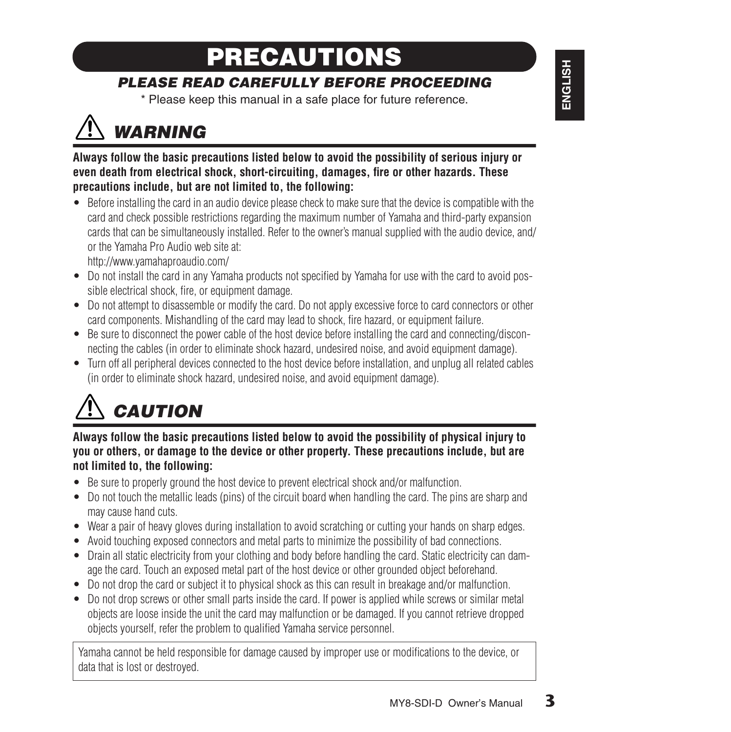# PRECAUTIONS

## *PLEASE READ CAREFULLY BEFORE PROCEEDING*

\* Please keep this manual in a safe place for future reference.

## *WARNING*

**Always follow the basic precautions listed below to avoid the possibility of serious injury or even death from electrical shock, short-circuiting, damages, fire or other hazards. These precautions include, but are not limited to, the following:**

- Before installing the card in an audio device please check to make sure that the device is compatible with the card and check possible restrictions regarding the maximum number of Yamaha and third-party expansion cards that can be simultaneously installed. Refer to the owner's manual supplied with the audio device, and/ or the Yamaha Pro Audio web site at:
  http://www.yamahaproaudio.com/
- Do not install the card in any Yamaha products not specified by Yamaha for use with the card to avoid possible electrical shock, fire, or equipment damage.
- Do not attempt to disassemble or modify the card. Do not apply excessive force to card connectors or other card components. Mishandling of the card may lead to shock, fire hazard, or equipment failure.
- Be sure to disconnect the power cable of the host device before installing the card and connecting/disconnecting the cables (in order to eliminate shock hazard, undesired noise, and avoid equipment damage).
- Turn off all peripheral devices connected to the host device before installation, and unplug all related cables (in order to eliminate shock hazard, undesired noise, and avoid equipment damage).

## *CAUTION*

**Always follow the basic precautions listed below to avoid the possibility of physical injury to you or others, or damage to the device or other property. These precautions include, but are not limited to, the following:**

- Be sure to properly ground the host device to prevent electrical shock and/or malfunction.
- Do not touch the metallic leads (pins) of the circuit board when handling the card. The pins are sharp and may cause hand cuts.
- Wear a pair of heavy gloves during installation to avoid scratching or cutting your hands on sharp edges.
- Avoid touching exposed connectors and metal parts to minimize the possibility of bad connections.
- Drain all static electricity from your clothing and body before handling the card. Static electricity can damage the card. Touch an exposed metal part of the host device or other grounded object beforehand.
- Do not drop the card or subject it to physical shock as this can result in breakage and/or malfunction.
- Do not drop screws or other small parts inside the card. If power is applied while screws or similar metal objects are loose inside the unit the card may malfunction or be damaged. If you cannot retrieve dropped objects yourself, refer the problem to qualified Yamaha service personnel.

Yamaha cannot be held responsible for damage caused by improper use or modifications to the device, or data that is lost or destroyed.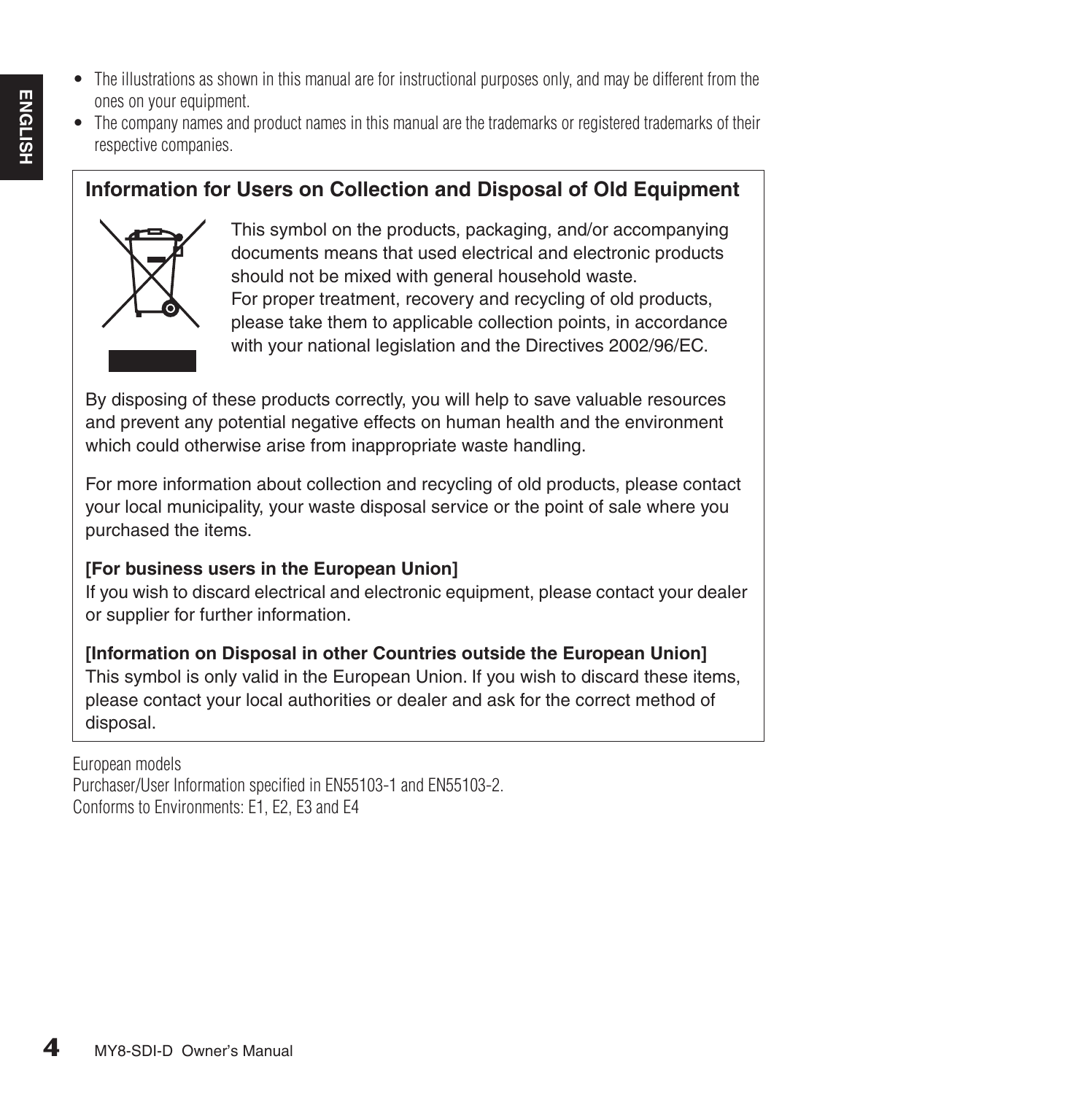- The illustrations as shown in this manual are for instructional purposes only, and may be different from the ones on your equipment.
- The company names and product names in this manual are the trademarks or registered trademarks of their respective companies.

## Information for Users on Collection and Disposal of Old Equipment

This symbol on the products, packaging, and/or accompanying documents means that used electrical and electronic products should not be mixed with general household waste.
For proper treatment, recovery and recycling of old products, please take them to applicable collection points, in accordance with your national legislation and the Directives 2002/96/EC.

By disposing of these products correctly, you will help to save valuable resources and prevent any potential negative effects on human health and the environment which could otherwise arise from inappropriate waste handling.

For more information about collection and recycling of old products, please contact your local municipality, your waste disposal service or the point of sale where you purchased the items.

**[For business users in the European Union]**
If you wish to discard electrical and electronic equipment, please contact your dealer or supplier for further information.

**[Information on Disposal in other Countries outside the European Union]**
This symbol is only valid in the European Union. If you wish to discard these items, please contact your local authorities or dealer and ask for the correct method of disposal.

European models
Purchaser/User Information specified in EN55103-1 and EN55103-2.
Conforms to Environments: E1, E2, E3 and E4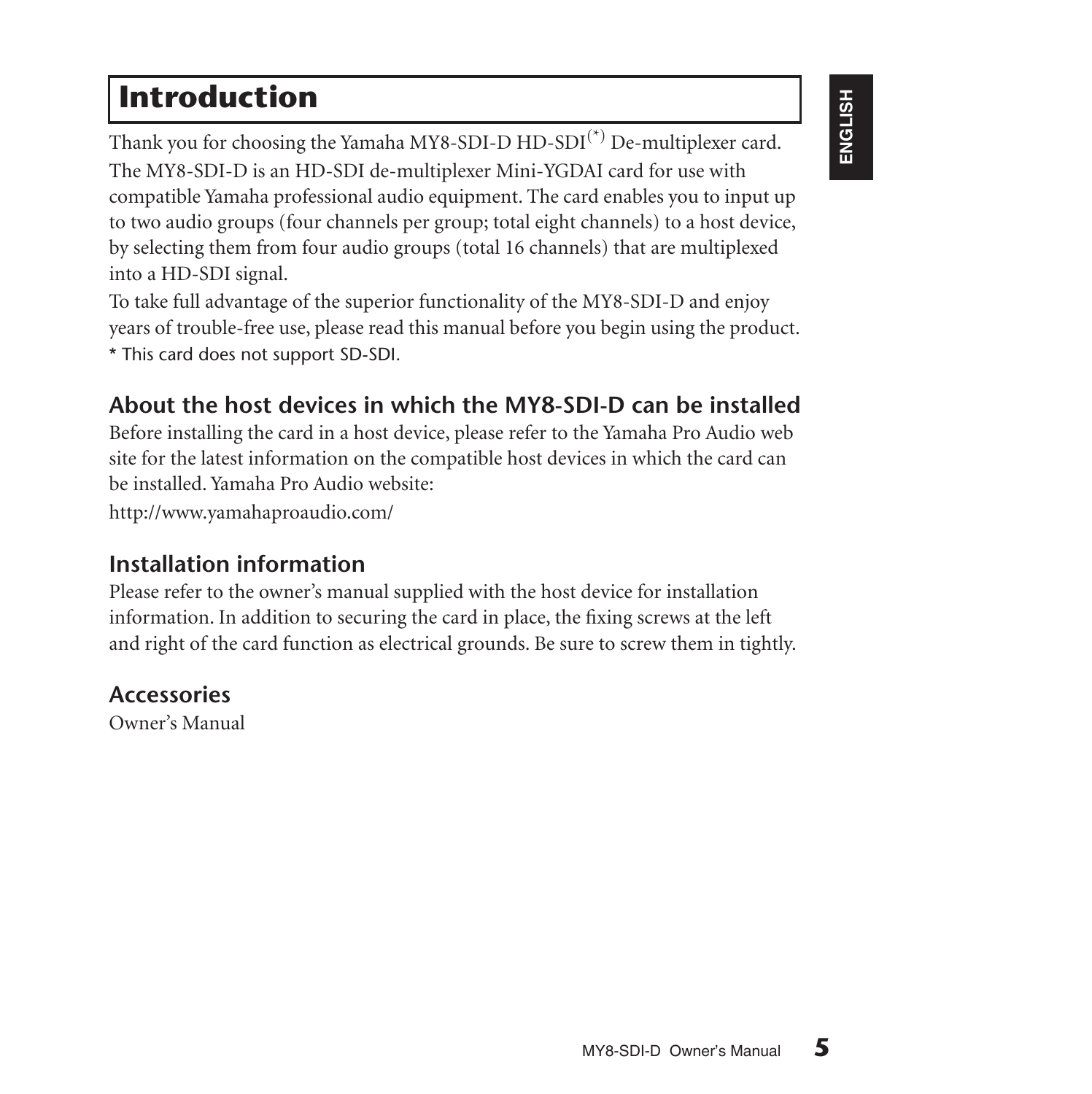# Introduction

Thank you for choosing the Yamaha MY8-SDI-D HD-SDI(*) De-multiplexer card.

The MY8-SDI-D is an HD-SDI de-multiplexer Mini-YGDAI card for use with compatible Yamaha professional audio equipment. The card enables you to input up to two audio groups (four channels per group; total eight channels) to a host device, by selecting them from four audio groups (total 16 channels) that are multiplexed into a HD-SDI signal.

To take full advantage of the superior functionality of the MY8-SDI-D and enjoy years of trouble-free use, please read this manual before you begin using the product.

* This card does not support SD-SDI.

## About the host devices in which the MY8-SDI-D can be installed

Before installing the card in a host device, please refer to the Yamaha Pro Audio web site for the latest information on the compatible host devices in which the card can be installed. Yamaha Pro Audio website:

http://www.yamahaproaudio.com/

## Installation information

Please refer to the owner's manual supplied with the host device for installation information. In addition to securing the card in place, the fixing screws at the left and right of the card function as electrical grounds. Be sure to screw them in tightly.

## Accessories

Owner's Manual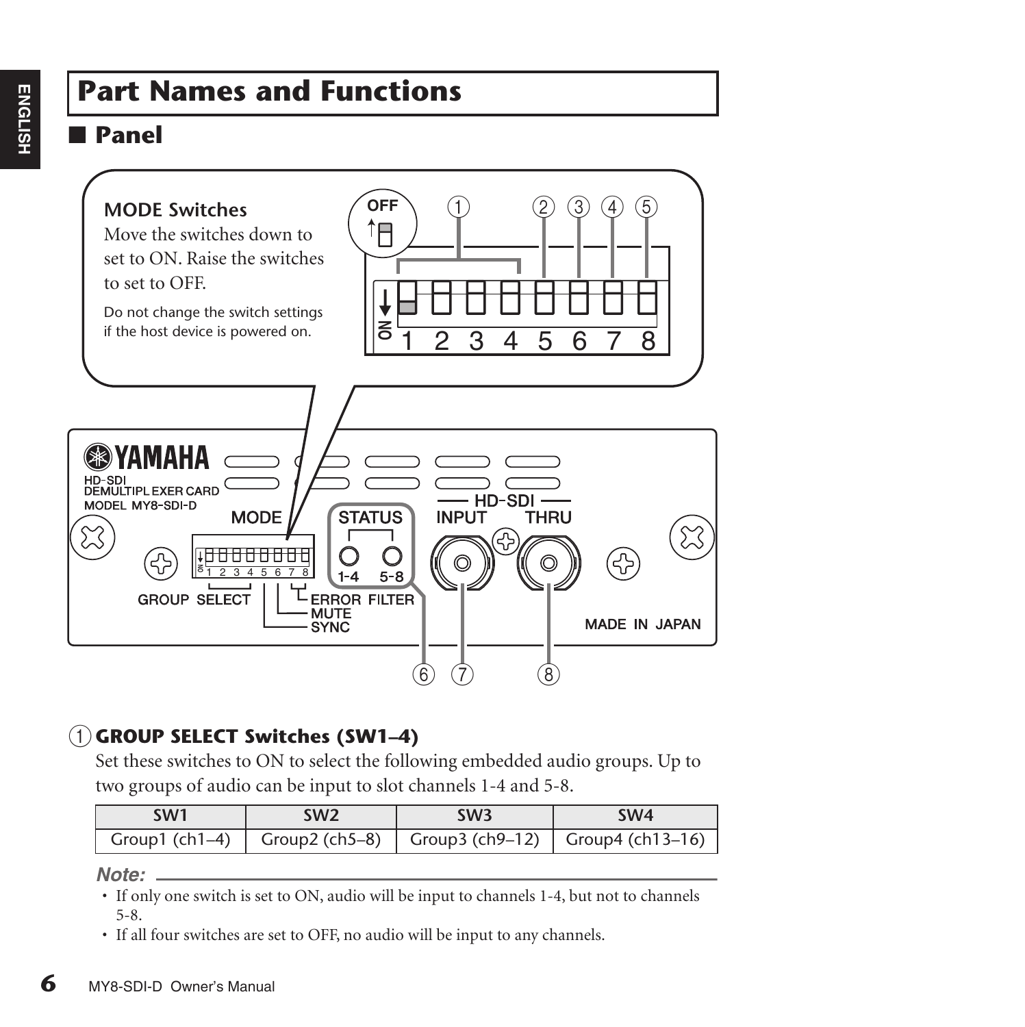# Part Names and Functions

## ■ Panel

**MODE Switches**

Move the switches down to set to ON. Raise the switches to set to OFF.

Do not change the switch settings if the host device is powered on.

### ① GROUP SELECT Switches (SW1–4)

Set these switches to ON to select the following embedded audio groups. Up to two groups of audio can be input to slot channels 1-4 and 5-8.

| SW1 | SW2 | SW3 | SW4 |
|---|---|---|---|
| Group1 (ch1–4) | Group2 (ch5–8) | Group3 (ch9–12) | Group4 (ch13–16) |

*Note:*

- If only one switch is set to ON, audio will be input to channels 1-4, but not to channels 5-8.
- If all four switches are set to OFF, no audio will be input to any channels.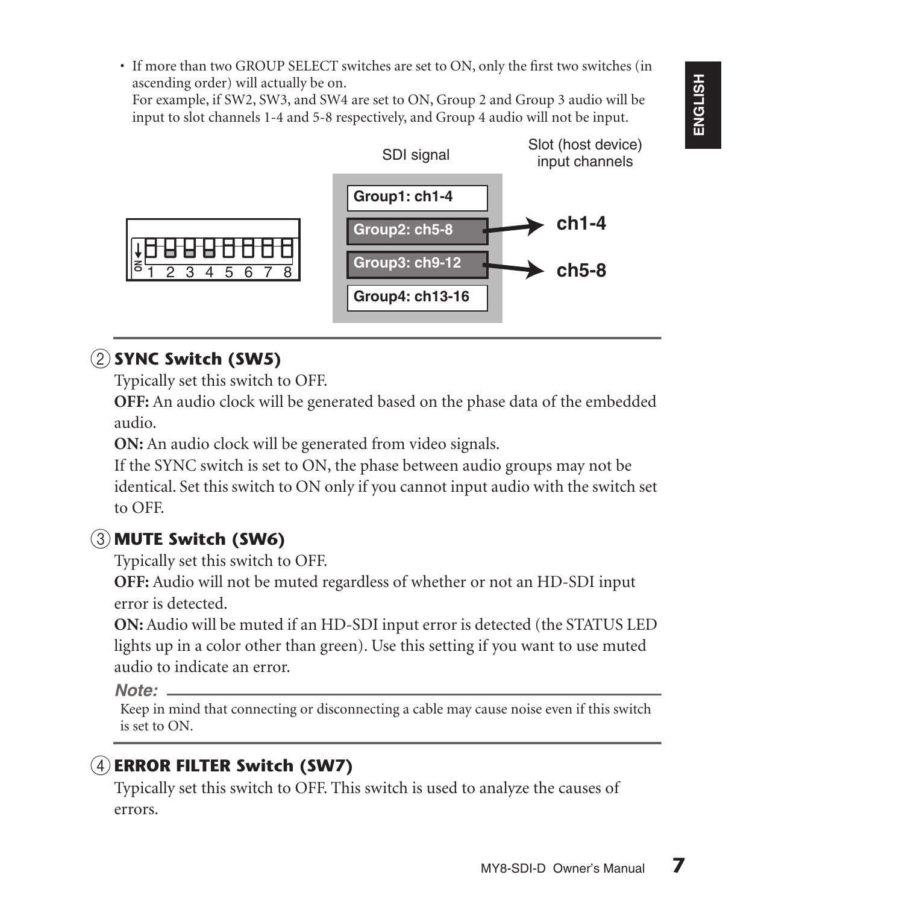- If more than two GROUP SELECT switches are set to ON, only the first two switches (in ascending order) will actually be on.
  For example, if SW2, SW3, and SW4 are set to ON, Group 2 and Group 3 audio will be input to slot channels 1-4 and 5-8 respectively, and Group 4 audio will not be input.

SDI signal — Slot (host device) input channels

Group1: ch1-4
Group2: ch5-8 → ch1-4
Group3: ch9-12 → ch5-8
Group4: ch13-16

## ② SYNC Switch (SW5)

Typically set this switch to OFF.

**OFF:** An audio clock will be generated based on the phase data of the embedded audio.

**ON:** An audio clock will be generated from video signals.

If the SYNC switch is set to ON, the phase between audio groups may not be identical. Set this switch to ON only if you cannot input audio with the switch set to OFF.

## ③ MUTE Switch (SW6)

Typically set this switch to OFF.

**OFF:** Audio will not be muted regardless of whether or not an HD-SDI input error is detected.

**ON:** Audio will be muted if an HD-SDI input error is detected (the STATUS LED lights up in a color other than green). Use this setting if you want to use muted audio to indicate an error.

***Note:***

Keep in mind that connecting or disconnecting a cable may cause noise even if this switch is set to ON.

## ④ ERROR FILTER Switch (SW7)

Typically set this switch to OFF. This switch is used to analyze the causes of errors.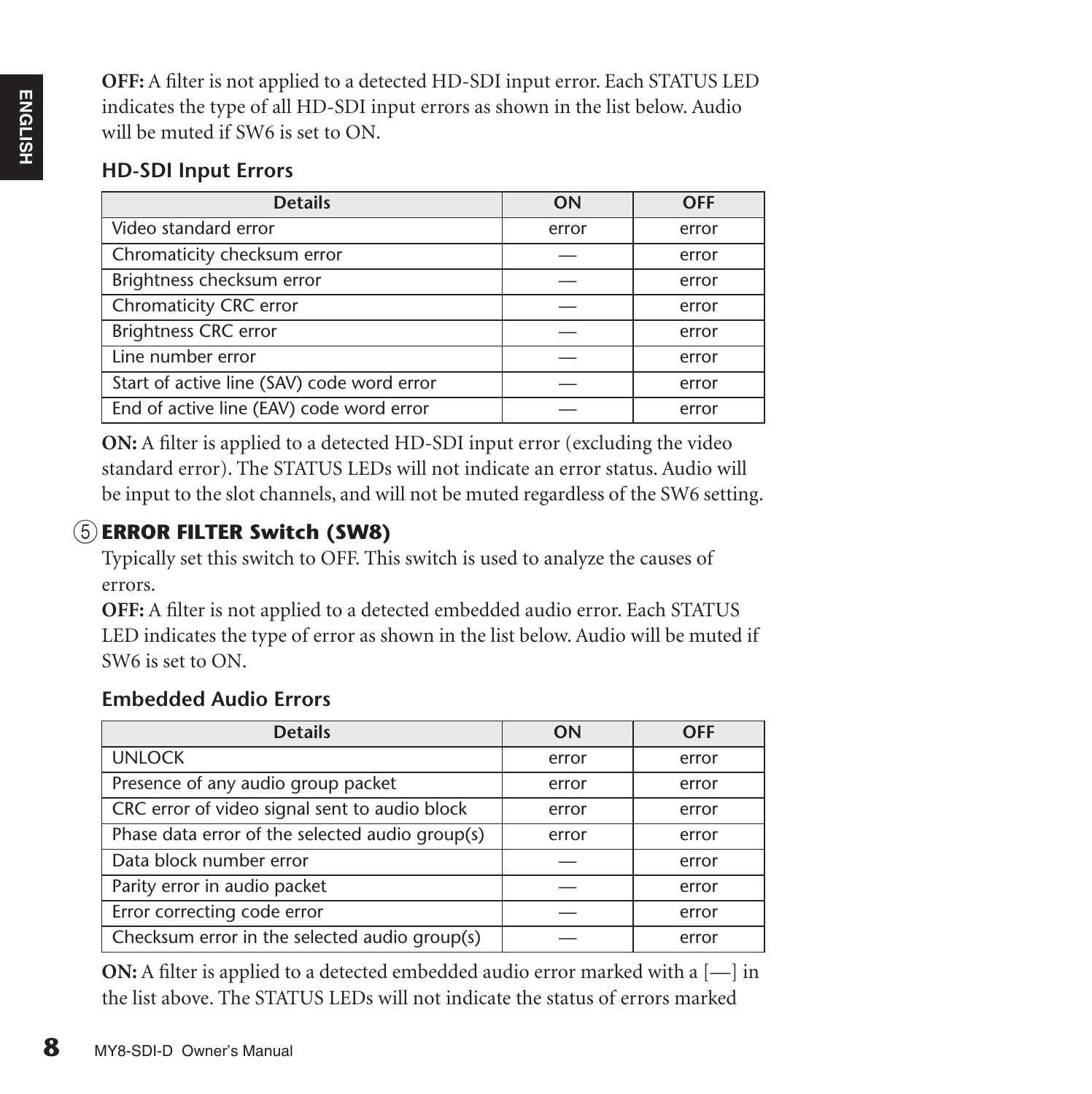**OFF:** A filter is not applied to a detected HD-SDI input error. Each STATUS LED indicates the type of all HD-SDI input errors as shown in the list below. Audio will be muted if SW6 is set to ON.

### HD-SDI Input Errors

| Details | ON | OFF |
|---|---|---|
| Video standard error | error | error |
| Chromaticity checksum error | — | error |
| Brightness checksum error | — | error |
| Chromaticity CRC error | — | error |
| Brightness CRC error | — | error |
| Line number error | — | error |
| Start of active line (SAV) code word error | — | error |
| End of active line (EAV) code word error | — | error |

**ON:** A filter is applied to a detected HD-SDI input error (excluding the video standard error). The STATUS LEDs will not indicate an error status. Audio will be input to the slot channels, and will not be muted regardless of the SW6 setting.

## ⑤ ERROR FILTER Switch (SW8)

Typically set this switch to OFF. This switch is used to analyze the causes of errors.

**OFF:** A filter is not applied to a detected embedded audio error. Each STATUS LED indicates the type of error as shown in the list below. Audio will be muted if SW6 is set to ON.

### Embedded Audio Errors

| Details | ON | OFF |
|---|---|---|
| UNLOCK | error | error |
| Presence of any audio group packet | error | error |
| CRC error of video signal sent to audio block | error | error |
| Phase data error of the selected audio group(s) | error | error |
| Data block number error | — | error |
| Parity error in audio packet | — | error |
| Error correcting code error | — | error |
| Checksum error in the selected audio group(s) | — | error |

**ON:** A filter is applied to a detected embedded audio error marked with a [—] in the list above. The STATUS LEDs will not indicate the status of errors marked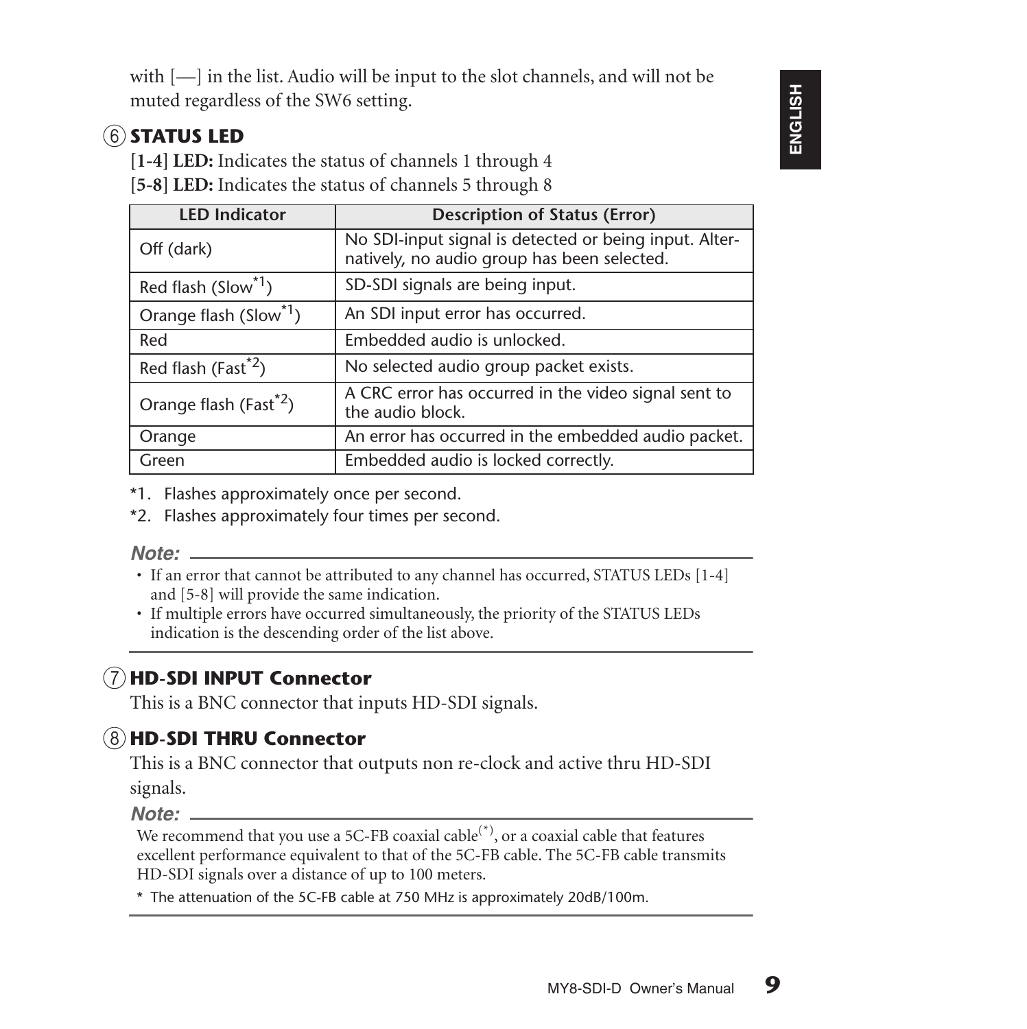with [—] in the list. Audio will be input to the slot channels, and will not be muted regardless of the SW6 setting.

### ⑥ STATUS LED

**[1-4] LED:** Indicates the status of channels 1 through 4

**[5-8] LED:** Indicates the status of channels 5 through 8

| LED Indicator | Description of Status (Error) |
|---|---|
| Off (dark) | No SDI-input signal is detected or being input. Alternatively, no audio group has been selected. |
| Red flash (Slow*1) | SD-SDI signals are being input. |
| Orange flash (Slow*1) | An SDI input error has occurred. |
| Red | Embedded audio is unlocked. |
| Red flash (Fast*2) | No selected audio group packet exists. |
| Orange flash (Fast*2) | A CRC error has occurred in the video signal sent to the audio block. |
| Orange | An error has occurred in the embedded audio packet. |
| Green | Embedded audio is locked correctly. |

*1. Flashes approximately once per second.

*2. Flashes approximately four times per second.

***Note:***

- If an error that cannot be attributed to any channel has occurred, STATUS LEDs [1-4] and [5-8] will provide the same indication.
- If multiple errors have occurred simultaneously, the priority of the STATUS LEDs indication is the descending order of the list above.

### ⑦ HD-SDI INPUT Connector

This is a BNC connector that inputs HD-SDI signals.

### ⑧ HD-SDI THRU Connector

This is a BNC connector that outputs non re-clock and active thru HD-SDI signals.

***Note:***

We recommend that you use a 5C-FB coaxial cable(*), or a coaxial cable that features excellent performance equivalent to that of the 5C-FB cable. The 5C-FB cable transmits HD-SDI signals over a distance of up to 100 meters.

* The attenuation of the 5C-FB cable at 750 MHz is approximately 20dB/100m.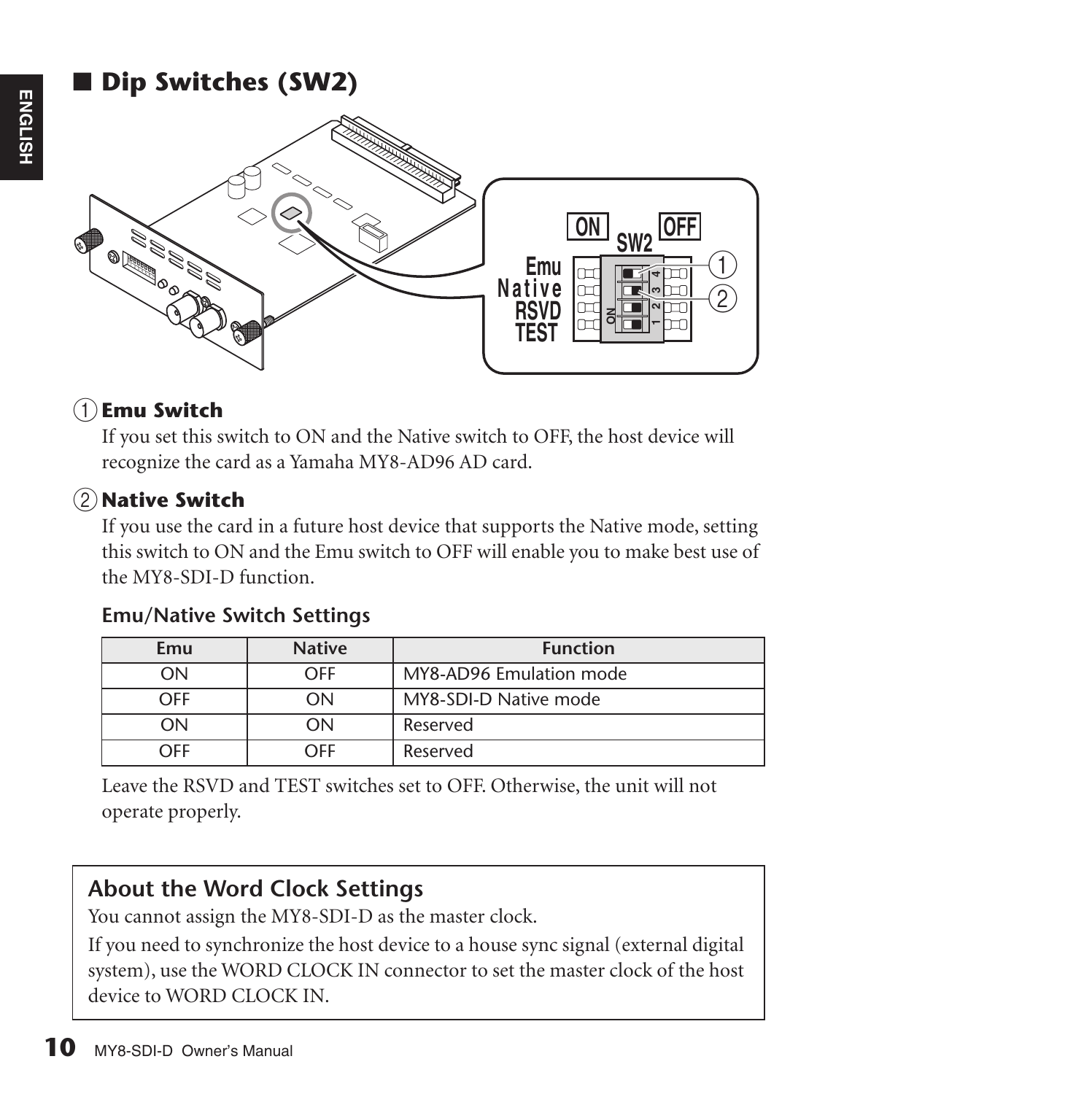## ■ Dip Switches (SW2)

① **Emu Switch**

If you set this switch to ON and the Native switch to OFF, the host device will recognize the card as a Yamaha MY8-AD96 AD card.

② **Native Switch**

If you use the card in a future host device that supports the Native mode, setting this switch to ON and the Emu switch to OFF will enable you to make best use of the MY8-SDI-D function.

### Emu/Native Switch Settings

| Emu | Native | Function |
|---|---|---|
| ON | OFF | MY8-AD96 Emulation mode |
| OFF | ON | MY8-SDI-D Native mode |
| ON | ON | Reserved |
| OFF | OFF | Reserved |

Leave the RSVD and TEST switches set to OFF. Otherwise, the unit will not operate properly.

### About the Word Clock Settings

You cannot assign the MY8-SDI-D as the master clock.

If you need to synchronize the host device to a house sync signal (external digital system), use the WORD CLOCK IN connector to set the master clock of the host device to WORD CLOCK IN.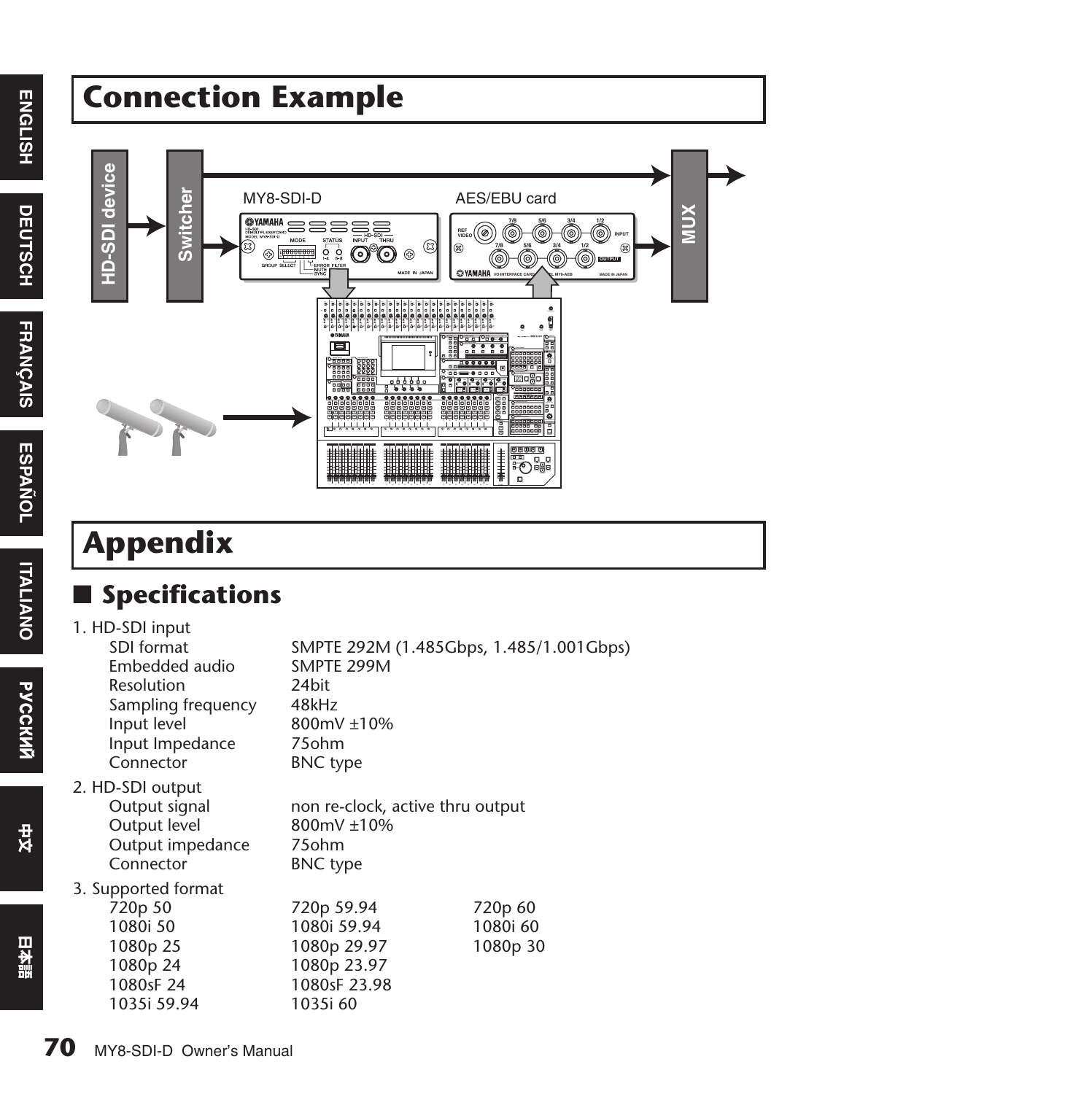# Connection Example

# Appendix

## ■ Specifications

1. HD-SDI input

| | |
|---|---|
| SDI format | SMPTE 292M (1.485Gbps, 1.485/1.001Gbps) |
| Embedded audio | SMPTE 299M |
| Resolution | 24bit |
| Sampling frequency | 48kHz |
| Input level | 800mV ±10% |
| Input Impedance | 75ohm |
| Connector | BNC type |

2. HD-SDI output

| | |
|---|---|
| Output signal | non re-clock, active thru output |
| Output level | 800mV ±10% |
| Output impedance | 75ohm |
| Connector | BNC type |

3. Supported format

| | | |
|---|---|---|
| 720p 50 | 720p 59.94 | 720p 60 |
| 1080i 50 | 1080i 59.94 | 1080i 60 |
| 1080p 25 | 1080p 29.97 | 1080p 30 |
| 1080p 24 | 1080p 23.97 | |
| 1080sF 24 | 1080sF 23.98 | |
| 1035i 59.94 | 1035i 60 | |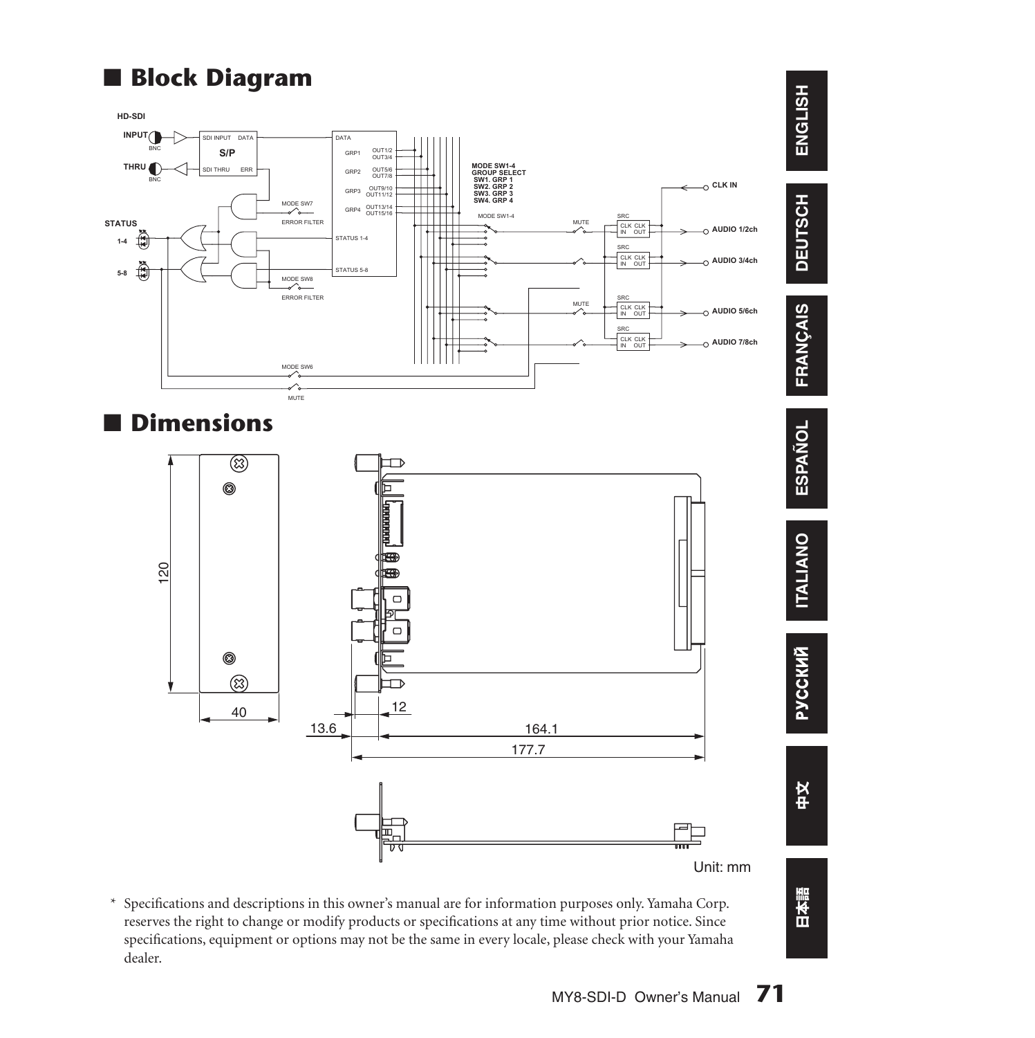## ■ Block Diagram

## ■ Dimensions

Unit: mm

* Specifications and descriptions in this owner's manual are for information purposes only. Yamaha Corp. reserves the right to change or modify products or specifications at any time without prior notice. Since specifications, equipment or options may not be the same in every locale, please check with your Yamaha dealer.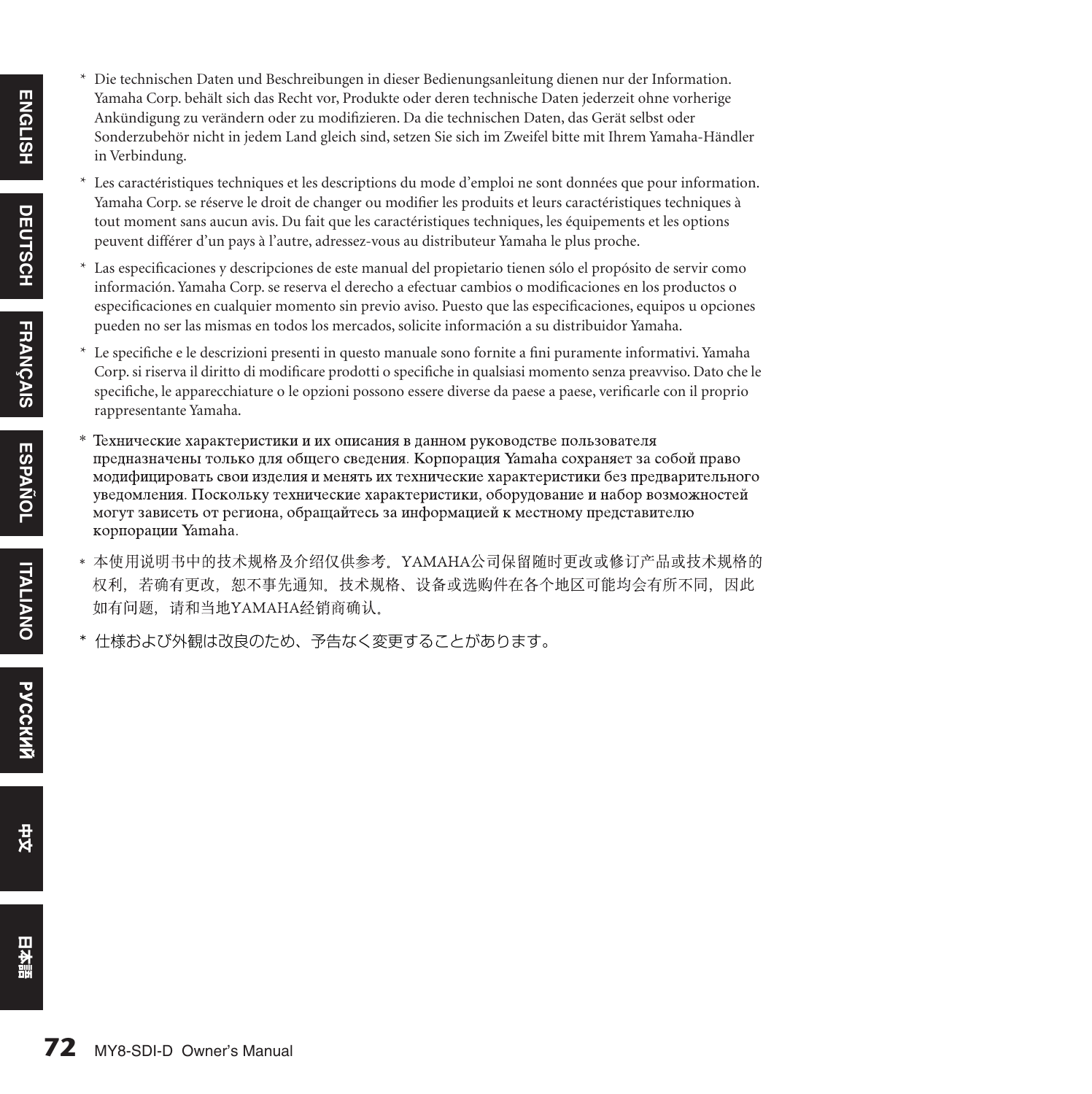* Die technischen Daten und Beschreibungen in dieser Bedienungsanleitung dienen nur der Information. Yamaha Corp. behält sich das Recht vor, Produkte oder deren technische Daten jederzeit ohne vorherige Ankündigung zu verändern oder zu modifizieren. Da die technischen Daten, das Gerät selbst oder Sonderzubehör nicht in jedem Land gleich sind, setzen Sie sich im Zweifel bitte mit Ihrem Yamaha-Händler in Verbindung.

* Les caractéristiques techniques et les descriptions du mode d'emploi ne sont données que pour information. Yamaha Corp. se réserve le droit de changer ou modifier les produits et leurs caractéristiques techniques à tout moment sans aucun avis. Du fait que les caractéristiques techniques, les équipements et les options peuvent différer d'un pays à l'autre, adressez-vous au distributeur Yamaha le plus proche.

* Las especificaciones y descripciones de este manual del propietario tienen sólo el propósito de servir como información. Yamaha Corp. se reserva el derecho a efectuar cambios o modificaciones en los productos o especificaciones en cualquier momento sin previo aviso. Puesto que las especificaciones, equipos u opciones pueden no ser las mismas en todos los mercados, solicite información a su distribuidor Yamaha.

* Le specifiche e le descrizioni presenti in questo manuale sono fornite a fini puramente informativi. Yamaha Corp. si riserva il diritto di modificare prodotti o specifiche in qualsiasi momento senza preavviso. Dato che le specifiche, le apparecchiature o le opzioni possono essere diverse da paese a paese, verificarle con il proprio rappresentante Yamaha.

* Технические характеристики и их описания в данном руководстве пользователя предназначены только для общего сведения. Корпорация Yamaha сохраняет за собой право модифицировать свои изделия и менять их технические характеристики без предварительного уведомления. Поскольку технические характеристики, оборудование и набор возможностей могут зависеть от региона, обращайтесь за информацией к местному представителю корпорации Yamaha.

* 本使用说明书中的技术规格及介绍仅供参考。YAMAHA公司保留随时更改或修订产品或技术规格的权利，若确有更改，恕不事先通知。技术规格、设备或选购件在各个地区可能均会有所不同，因此如有问题，请和当地YAMAHA经销商确认。

* 仕様および外観は改良のため、予告なく変更することがあります。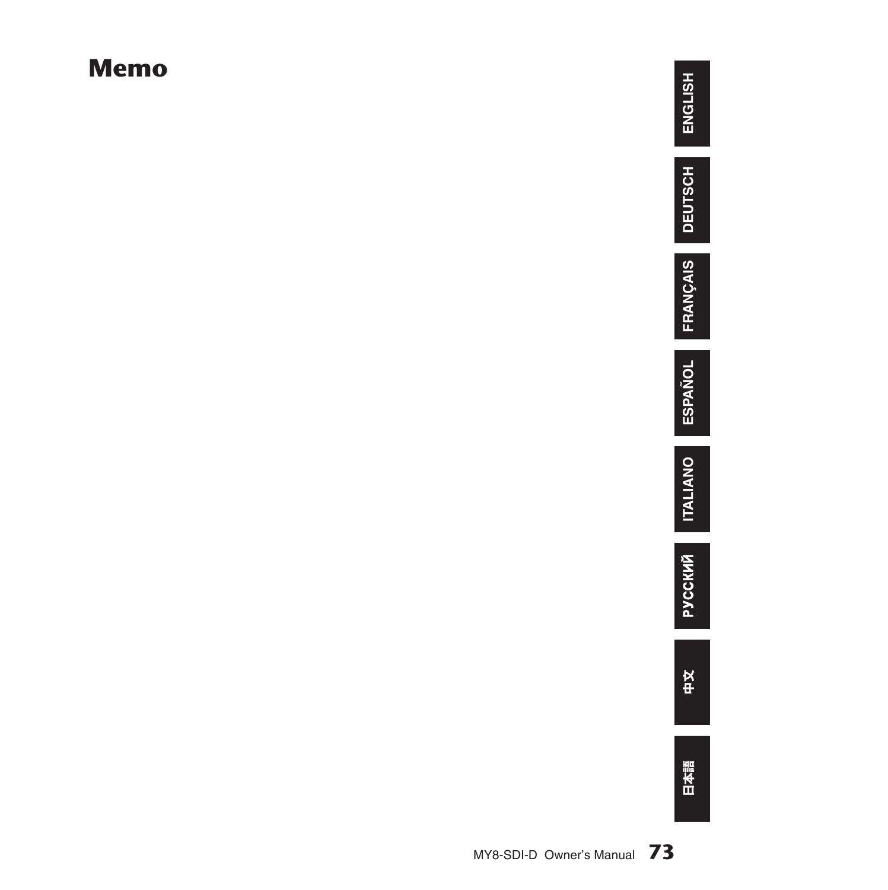# Memo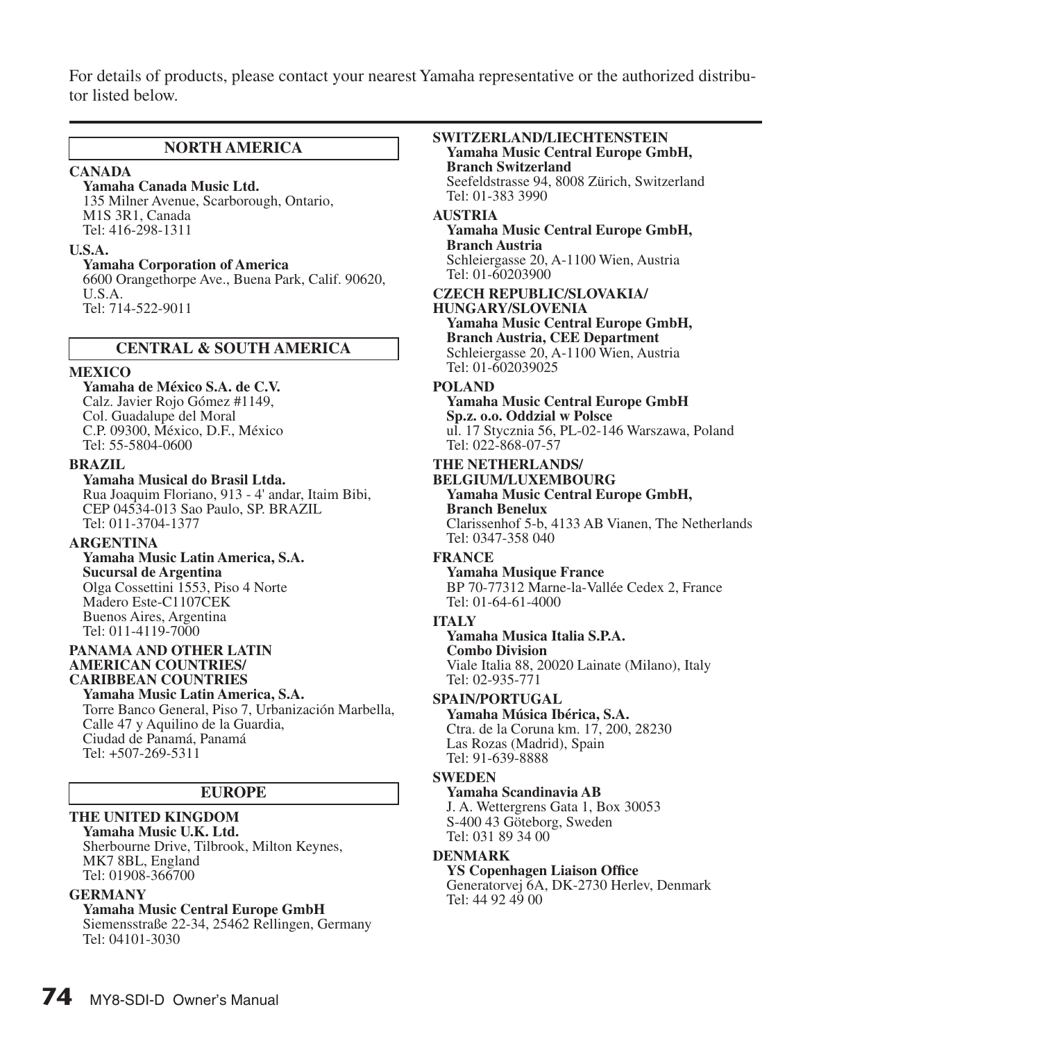For details of products, please contact your nearest Yamaha representative or the authorized distributor listed below.

## NORTH AMERICA

**CANADA**
**Yamaha Canada Music Ltd.**
135 Milner Avenue, Scarborough, Ontario,
M1S 3R1, Canada
Tel: 416-298-1311

**U.S.A.**
**Yamaha Corporation of America**
6600 Orangethorpe Ave., Buena Park, Calif. 90620,
U.S.A.
Tel: 714-522-9011

## CENTRAL & SOUTH AMERICA

**MEXICO**
**Yamaha de México S.A. de C.V.**
Calz. Javier Rojo Gómez #1149,
Col. Guadalupe del Moral
C.P. 09300, México, D.F., México
Tel: 55-5804-0600

**BRAZIL**
**Yamaha Musical do Brasil Ltda.**
Rua Joaquim Floriano, 913 - 4' andar, Itaim Bibi,
CEP 04534-013 Sao Paulo, SP. BRAZIL
Tel: 011-3704-1377

**ARGENTINA**
**Yamaha Music Latin America, S.A.**
**Sucursal de Argentina**
Olga Cossettini 1553, Piso 4 Norte
Madero Este-C1107CEK
Buenos Aires, Argentina
Tel: 011-4119-7000

**PANAMA AND OTHER LATIN AMERICAN COUNTRIES/ CARIBBEAN COUNTRIES**
**Yamaha Music Latin America, S.A.**
Torre Banco General, Piso 7, Urbanización Marbella,
Calle 47 y Aquilino de la Guardia,
Ciudad de Panamá, Panamá
Tel: +507-269-5311

## EUROPE

**THE UNITED KINGDOM**
**Yamaha Music U.K. Ltd.**
Sherbourne Drive, Tilbrook, Milton Keynes,
MK7 8BL, England
Tel: 01908-366700

**GERMANY**
**Yamaha Music Central Europe GmbH**
Siemensstraße 22-34, 25462 Rellingen, Germany
Tel: 04101-3030

**SWITZERLAND/LIECHTENSTEIN**
**Yamaha Music Central Europe GmbH, Branch Switzerland**
Seefeldstrasse 94, 8008 Zürich, Switzerland
Tel: 01-383 3990

**AUSTRIA**
**Yamaha Music Central Europe GmbH, Branch Austria**
Schleiergasse 20, A-1100 Wien, Austria
Tel: 01-60203900

**CZECH REPUBLIC/SLOVAKIA/ HUNGARY/SLOVENIA**
**Yamaha Music Central Europe GmbH, Branch Austria, CEE Department**
Schleiergasse 20, A-1100 Wien, Austria
Tel: 01-602039025

**POLAND**
**Yamaha Music Central Europe GmbH Sp.z. o.o. Oddzial w Polsce**
ul. 17 Stycznia 56, PL-02-146 Warszawa, Poland
Tel: 022-868-07-57

**THE NETHERLANDS/ BELGIUM/LUXEMBOURG**
**Yamaha Music Central Europe GmbH, Branch Benelux**
Clarissenhof 5-b, 4133 AB Vianen, The Netherlands
Tel: 0347-358 040

**FRANCE**
**Yamaha Musique France**
BP 70-77312 Marne-la-Vallée Cedex 2, France
Tel: 01-64-61-4000

**ITALY**
**Yamaha Musica Italia S.P.A. Combo Division**
Viale Italia 88, 20020 Lainate (Milano), Italy
Tel: 02-935-771

**SPAIN/PORTUGAL**
**Yamaha Música Ibérica, S.A.**
Ctra. de la Coruna km. 17, 200, 28230
Las Rozas (Madrid), Spain
Tel: 91-639-8888

**SWEDEN**
**Yamaha Scandinavia AB**
J. A. Wettergrens Gata 1, Box 30053
S-400 43 Göteborg, Sweden
Tel: 031 89 34 00

**DENMARK**
**YS Copenhagen Liaison Office**
Generatorvej 6A, DK-2730 Herlev, Denmark
Tel: 44 92 49 00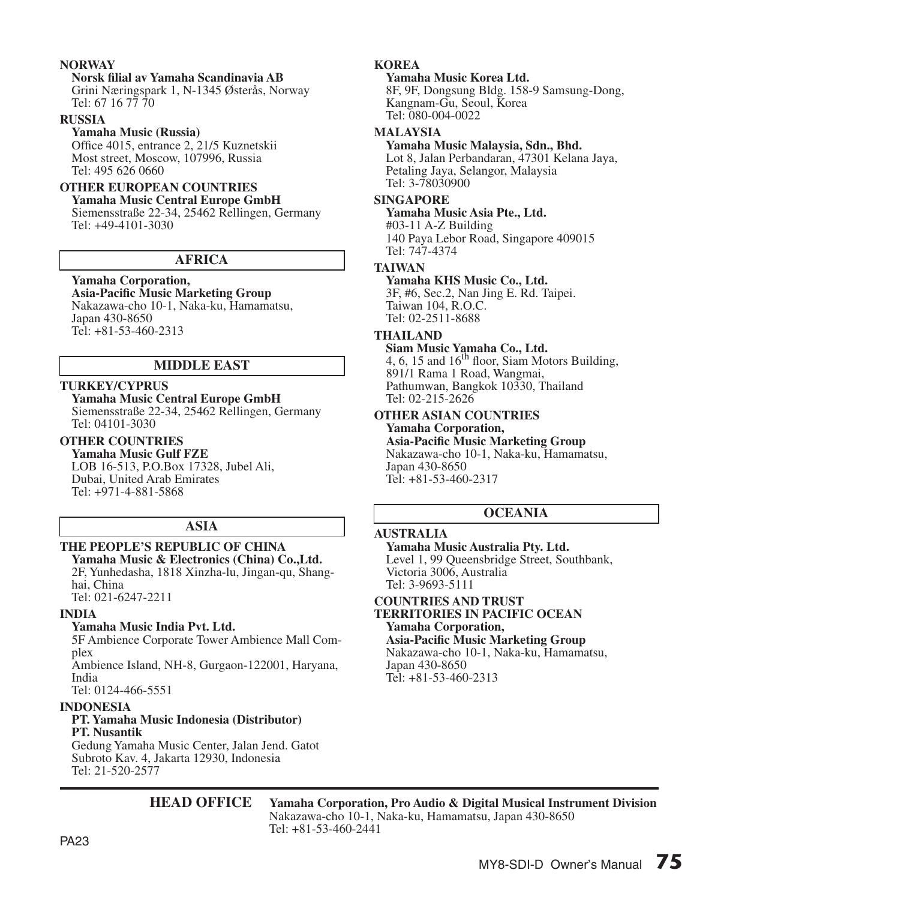**NORWAY**

**Norsk filial av Yamaha Scandinavia AB**
Grini Næringspark 1, N-1345 Østerås, Norway
Tel: 67 16 77 70

**RUSSIA**

**Yamaha Music (Russia)**
Office 4015, entrance 2, 21/5 Kuznetskii Most street, Moscow, 107996, Russia
Tel: 495 626 0660

**OTHER EUROPEAN COUNTRIES**

**Yamaha Music Central Europe GmbH**
Siemensstraße 22-34, 25462 Rellingen, Germany
Tel: +49-4101-3030

## AFRICA

**Yamaha Corporation,**
**Asia-Pacific Music Marketing Group**
Nakazawa-cho 10-1, Naka-ku, Hamamatsu, Japan 430-8650
Tel: +81-53-460-2313

## MIDDLE EAST

**TURKEY/CYPRUS**

**Yamaha Music Central Europe GmbH**
Siemensstraße 22-34, 25462 Rellingen, Germany
Tel: 04101-3030

**OTHER COUNTRIES**

**Yamaha Music Gulf FZE**
LOB 16-513, P.O.Box 17328, Jubel Ali, Dubai, United Arab Emirates
Tel: +971-4-881-5868

## ASIA

**THE PEOPLE'S REPUBLIC OF CHINA**

**Yamaha Music & Electronics (China) Co.,Ltd.**
2F, Yunhedasha, 1818 Xinzha-lu, Jingan-qu, Shanghai, China
Tel: 021-6247-2211

**INDIA**

**Yamaha Music India Pvt. Ltd.**
5F Ambience Corporate Tower Ambience Mall Complex
Ambience Island, NH-8, Gurgaon-122001, Haryana, India
Tel: 0124-466-5551

**INDONESIA**

**PT. Yamaha Music Indonesia (Distributor)**
**PT. Nusantik**
Gedung Yamaha Music Center, Jalan Jend. Gatot Subroto Kav. 4, Jakarta 12930, Indonesia
Tel: 21-520-2577

**KOREA**

**Yamaha Music Korea Ltd.**
8F, 9F, Dongsung Bldg. 158-9 Samsung-Dong, Kangnam-Gu, Seoul, Korea
Tel: 080-004-0022

**MALAYSIA**

**Yamaha Music Malaysia, Sdn., Bhd.**
Lot 8, Jalan Perbandaran, 47301 Kelana Jaya, Petaling Jaya, Selangor, Malaysia
Tel: 3-78030900

**SINGAPORE**

**Yamaha Music Asia Pte., Ltd.**
#03-11 A-Z Building
140 Paya Lebor Road, Singapore 409015
Tel: 747-4374

**TAIWAN**

**Yamaha KHS Music Co., Ltd.**
3F, #6, Sec.2, Nan Jing E. Rd. Taipei.
Taiwan 104, R.O.C.
Tel: 02-2511-8688

**THAILAND**

**Siam Music Yamaha Co., Ltd.**
4, 6, 15 and 16th floor, Siam Motors Building, 891/1 Rama 1 Road, Wangmai, Pathumwan, Bangkok 10330, Thailand
Tel: 02-215-2626

**OTHER ASIAN COUNTRIES**

**Yamaha Corporation,**
**Asia-Pacific Music Marketing Group**
Nakazawa-cho 10-1, Naka-ku, Hamamatsu, Japan 430-8650
Tel: +81-53-460-2317

## OCEANIA

**AUSTRALIA**

**Yamaha Music Australia Pty. Ltd.**
Level 1, 99 Queensbridge Street, Southbank, Victoria 3006, Australia
Tel: 3-9693-5111

**COUNTRIES AND TRUST TERRITORIES IN PACIFIC OCEAN**

**Yamaha Corporation,**
**Asia-Pacific Music Marketing Group**
Nakazawa-cho 10-1, Naka-ku, Hamamatsu, Japan 430-8650
Tel: +81-53-460-2313

---

**HEAD OFFICE** **Yamaha Corporation, Pro Audio & Digital Musical Instrument Division**
Nakazawa-cho 10-1, Naka-ku, Hamamatsu, Japan 430-8650
Tel: +81-53-460-2441

PA23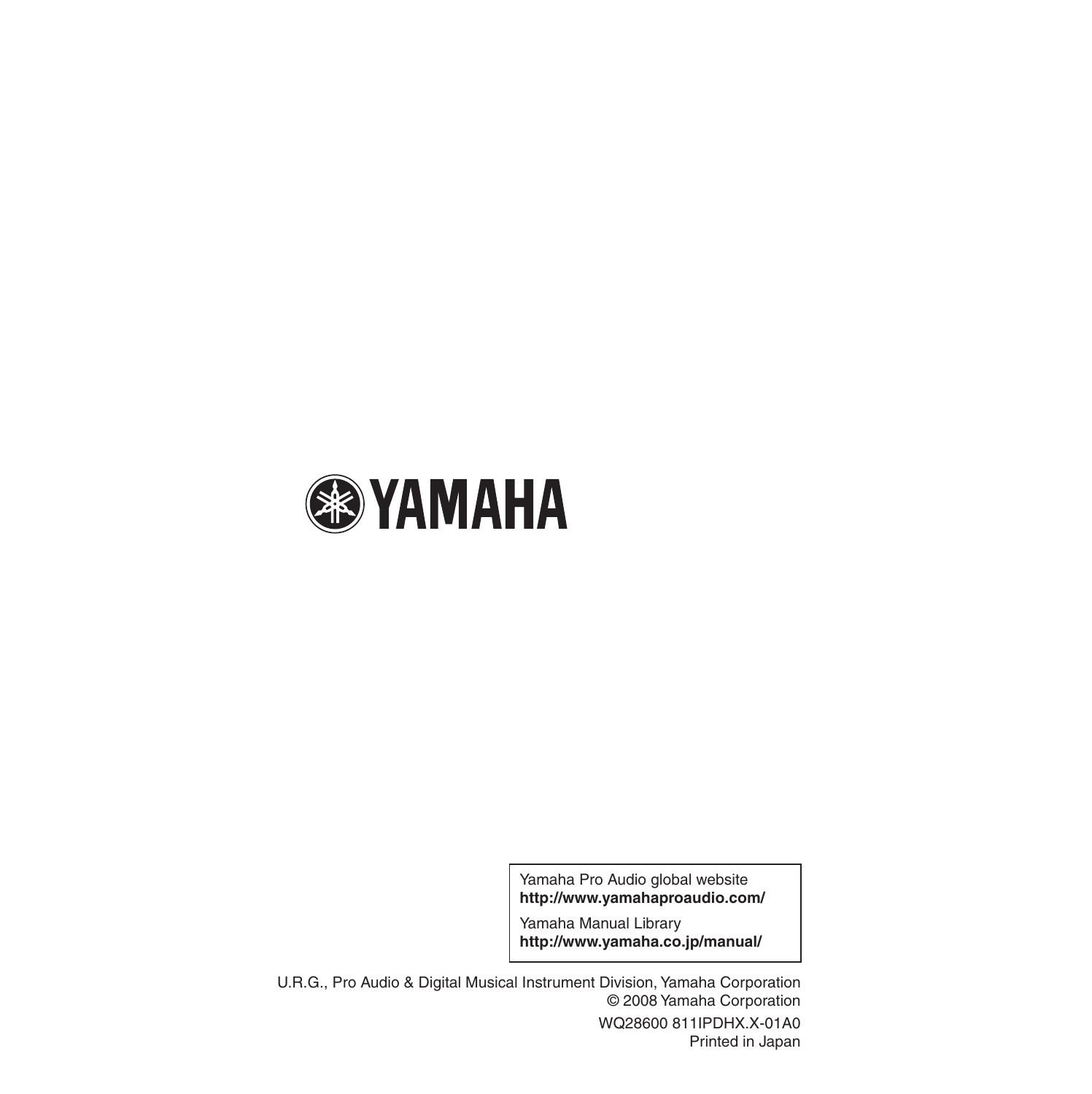YAMAHA

Yamaha Pro Audio global website
**http://www.yamahaproaudio.com/**

Yamaha Manual Library
**http://www.yamaha.co.jp/manual/**

U.R.G., Pro Audio & Digital Musical Instrument Division, Yamaha Corporation
© 2008 Yamaha Corporation

WQ28600 811IPDHX.X-01A0
Printed in Japan